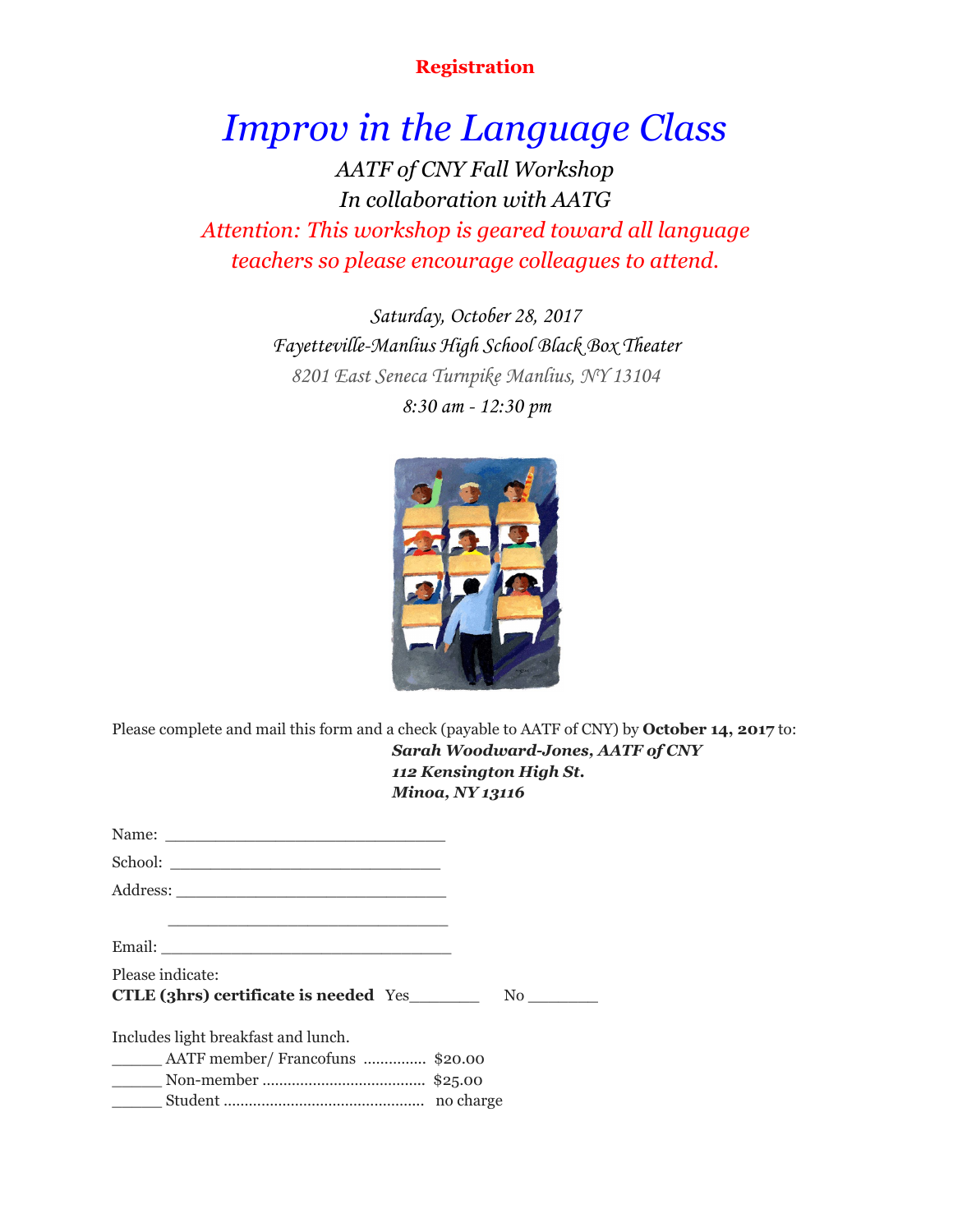**Registration**

# *Improv in the Language Class*

*AATF of CNY Fall Workshop*

*In collaboration with AATG*

*Attention: This workshop is geared toward all language teachers so please encourage colleagues to attend.*

*Saturday, October 28, 2017*

*Fayetteville-Manlius High School Black Box Theater*

*8201 East Seneca Turnpike Manlius, NY 13104*

*8:30 am - 12:30 pm*

Please complete and mail this form and a check (payable to AATF of CNY) by **October 14, 2017** to:

***Sarah Woodward-Jones, AATF of CNY***
***112 Kensington High St.***
***Minoa, NY 13116***

Name: ______________________________

School: _____________________________

Address: ____________________________

______________________________

Email: ______________________________

Please indicate:

**CTLE (3hrs) certificate is needed** Yes_______ No _______

Includes light breakfast and lunch.

______ AATF member/ Francofuns .............. $20.00

______ Non-member ...................................... $25.00

______ Student ............................................... no charge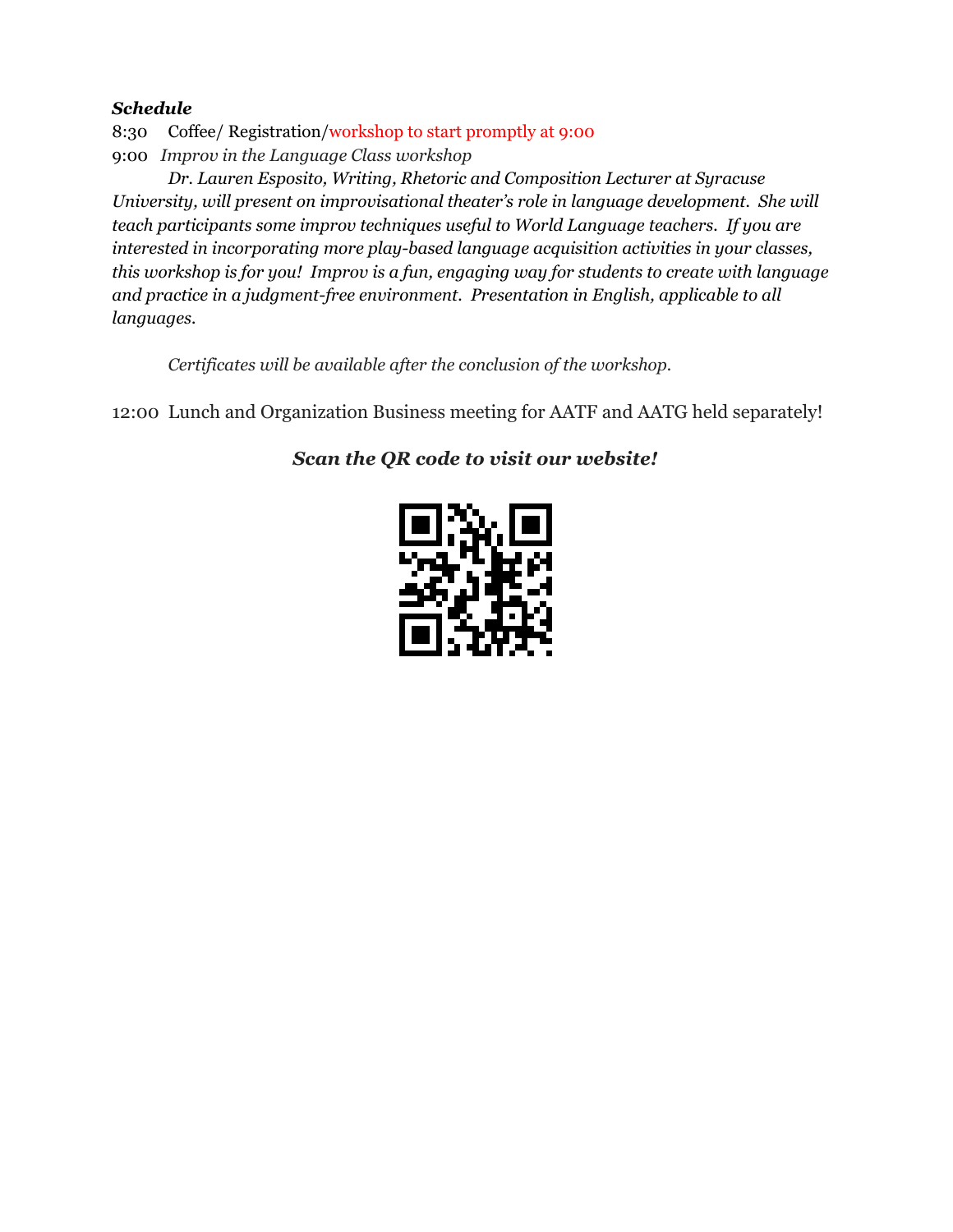***Schedule***

8:30 Coffee/ Registration/workshop to start promptly at 9:00

9:00 *Improv in the Language Class workshop*

*Dr. Lauren Esposito, Writing, Rhetoric and Composition Lecturer at Syracuse University, will present on improvisational theater's role in language development. She will teach participants some improv techniques useful to World Language teachers. If you are interested in incorporating more play-based language acquisition activities in your classes, this workshop is for you! Improv is a fun, engaging way for students to create with language and practice in a judgment-free environment. Presentation in English, applicable to all languages.*

*Certificates will be available after the conclusion of the workshop.*

12:00 Lunch and Organization Business meeting for AATF and AATG held separately!

***Scan the QR code to visit our website!***